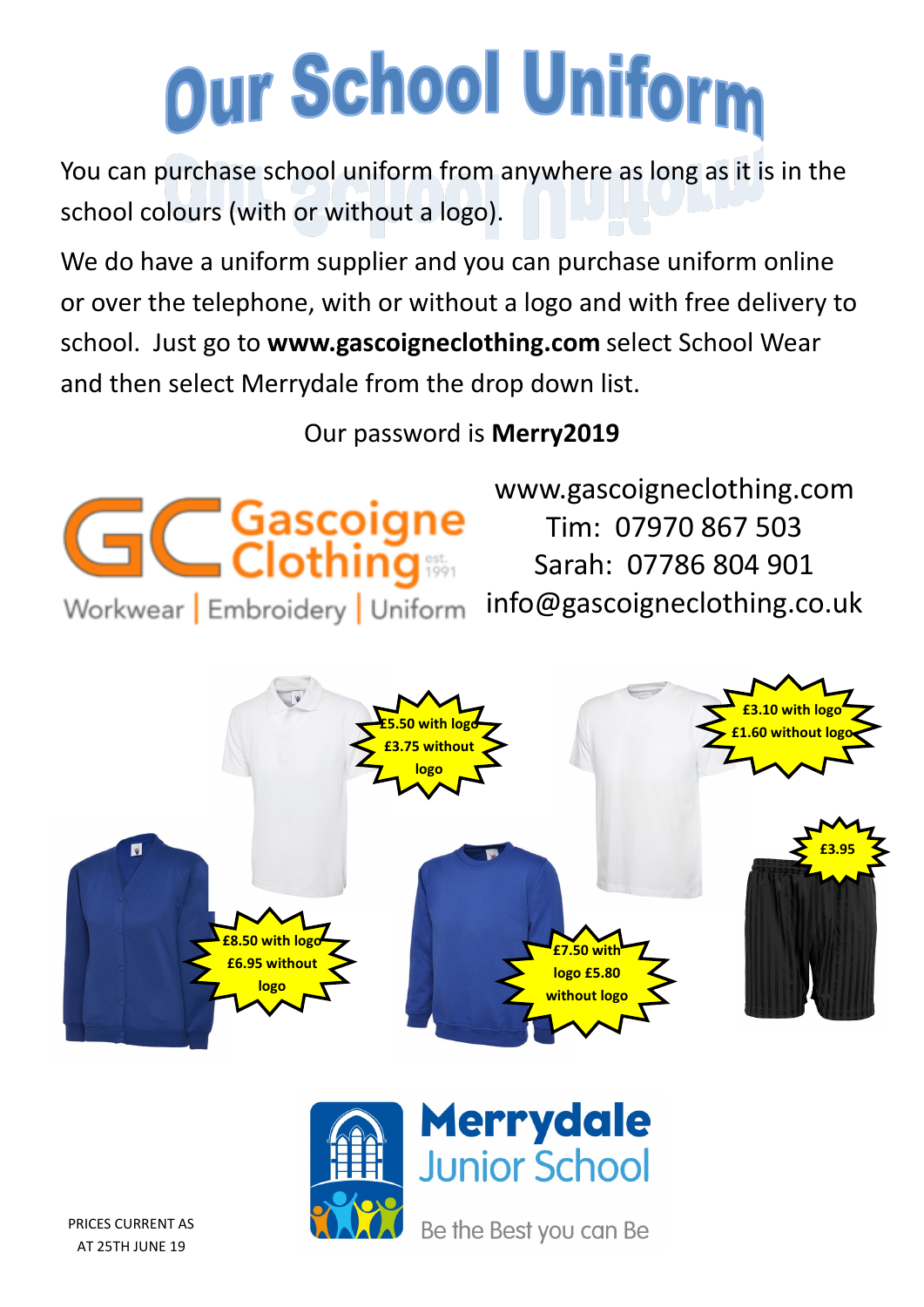# Our School Uniform

You can purchase school uniform from anywhere as long as it is in the school colours (with or without a logo).

We do have a uniform supplier and you can purchase uniform online or over the telephone, with or without a logo and with free delivery to school. Just go to **www.gascoigneclothing.com** select School Wear and then select Merrydale from the drop down list.

Our password is **Merry2019**

Gascoigne Clothing est. 1991
Workwear | Embroidery | Uniform

www.gascoigneclothing.com
Tim: 07970 867 503
Sarah: 07786 804 901
info@gascoigneclothing.co.uk

**£5.50 with logo £3.75 without logo**

**£3.10 with logo £1.60 without logo**

**£3.95**

**£8.50 with logo £6.95 without logo**

**£7.50 with logo £5.80 without logo**

Merrydale Junior School
Be the Best you can Be

PRICES CURRENT AS AT 25TH JUNE 19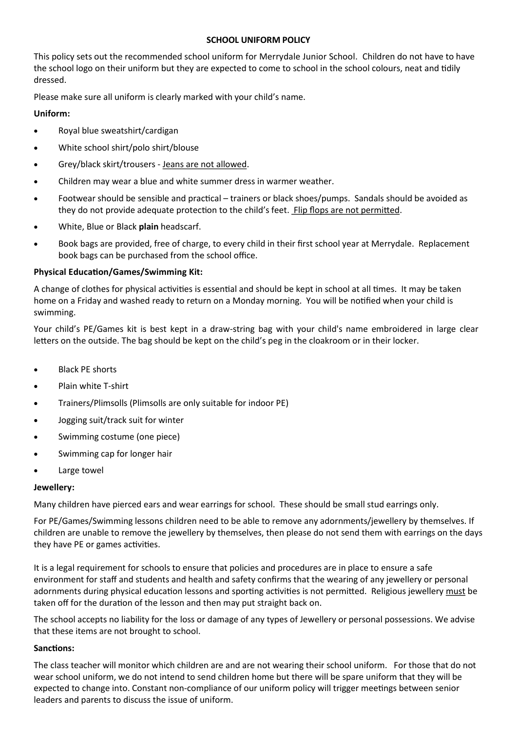**SCHOOL UNIFORM POLICY**

This policy sets out the recommended school uniform for Merrydale Junior School. Children do not have to have the school logo on their uniform but they are expected to come to school in the school colours, neat and tidily dressed.

Please make sure all uniform is clearly marked with your child's name.

**Uniform:**

- Royal blue sweatshirt/cardigan
- White school shirt/polo shirt/blouse
- Grey/black skirt/trousers - Jeans are not allowed.
- Children may wear a blue and white summer dress in warmer weather.
- Footwear should be sensible and practical – trainers or black shoes/pumps. Sandals should be avoided as they do not provide adequate protection to the child's feet. Flip flops are not permitted.
- White, Blue or Black **plain** headscarf.
- Book bags are provided, free of charge, to every child in their first school year at Merrydale. Replacement book bags can be purchased from the school office.

**Physical Education/Games/Swimming Kit:**

A change of clothes for physical activities is essential and should be kept in school at all times. It may be taken home on a Friday and washed ready to return on a Monday morning. You will be notified when your child is swimming.

Your child's PE/Games kit is best kept in a draw-string bag with your child's name embroidered in large clear letters on the outside. The bag should be kept on the child's peg in the cloakroom or in their locker.

- Black PE shorts
- Plain white T-shirt
- Trainers/Plimsolls (Plimsolls are only suitable for indoor PE)
- Jogging suit/track suit for winter
- Swimming costume (one piece)
- Swimming cap for longer hair
- Large towel

**Jewellery:**

Many children have pierced ears and wear earrings for school. These should be small stud earrings only.

For PE/Games/Swimming lessons children need to be able to remove any adornments/jewellery by themselves. If children are unable to remove the jewellery by themselves, then please do not send them with earrings on the days they have PE or games activities.

It is a legal requirement for schools to ensure that policies and procedures are in place to ensure a safe environment for staff and students and health and safety confirms that the wearing of any jewellery or personal adornments during physical education lessons and sporting activities is not permitted. Religious jewellery must be taken off for the duration of the lesson and then may put straight back on.

The school accepts no liability for the loss or damage of any types of Jewellery or personal possessions. We advise that these items are not brought to school.

**Sanctions:**

The class teacher will monitor which children are and are not wearing their school uniform. For those that do not wear school uniform, we do not intend to send children home but there will be spare uniform that they will be expected to change into. Constant non-compliance of our uniform policy will trigger meetings between senior leaders and parents to discuss the issue of uniform.